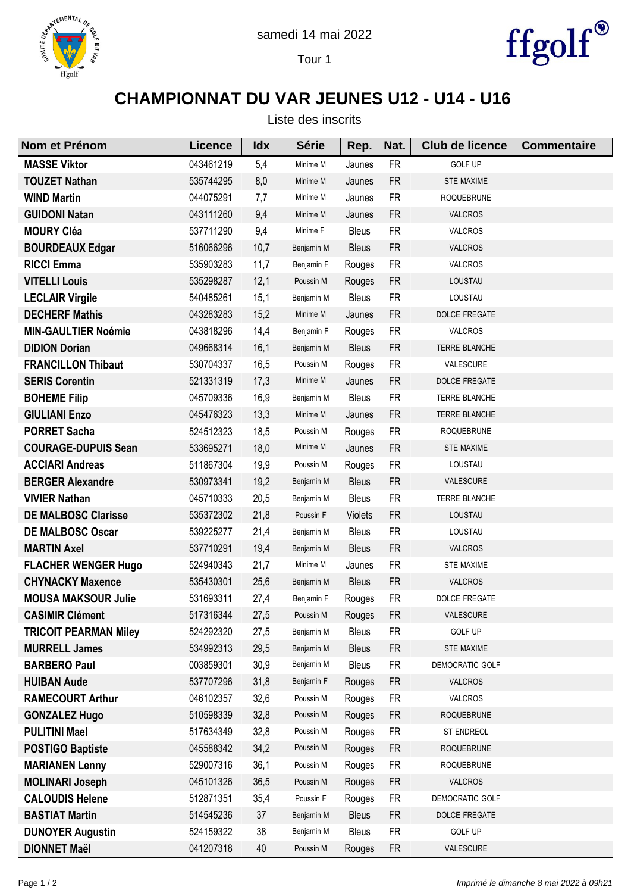samedi 14 mai 2022

Tour 1

# CHAMPIONNAT DU VAR JEUNES U12 - U14 - U16

Liste des inscrits

| Nom et Prénom | Licence | Idx | Série | Rep. | Nat. | Club de licence | Commentaire |
|---|---|---|---|---|---|---|---|
| **MASSE Viktor** | 043461219 | 5,4 | Minime M | Jaunes | FR | GOLF UP | |
| **TOUZET Nathan** | 535744295 | 8,0 | Minime M | Jaunes | FR | STE MAXIME | |
| **WIND Martin** | 044075291 | 7,7 | Minime M | Jaunes | FR | ROQUEBRUNE | |
| **GUIDONI Natan** | 043111260 | 9,4 | Minime M | Jaunes | FR | VALCROS | |
| **MOURY Cléa** | 537711290 | 9,4 | Minime F | Bleus | FR | VALCROS | |
| **BOURDEAUX Edgar** | 516066296 | 10,7 | Benjamin M | Bleus | FR | VALCROS | |
| **RICCI Emma** | 535903283 | 11,7 | Benjamin F | Rouges | FR | VALCROS | |
| **VITELLI Louis** | 535298287 | 12,1 | Poussin M | Rouges | FR | LOUSTAU | |
| **LECLAIR Virgile** | 540485261 | 15,1 | Benjamin M | Bleus | FR | LOUSTAU | |
| **DECHERF Mathis** | 043283283 | 15,2 | Minime M | Jaunes | FR | DOLCE FREGATE | |
| **MIN-GAULTIER Noémie** | 043818296 | 14,4 | Benjamin F | Rouges | FR | VALCROS | |
| **DIDION Dorian** | 049668314 | 16,1 | Benjamin M | Bleus | FR | TERRE BLANCHE | |
| **FRANCILLON Thibaut** | 530704337 | 16,5 | Poussin M | Rouges | FR | VALESCURE | |
| **SERIS Corentin** | 521331319 | 17,3 | Minime M | Jaunes | FR | DOLCE FREGATE | |
| **BOHEME Filip** | 045709336 | 16,9 | Benjamin M | Bleus | FR | TERRE BLANCHE | |
| **GIULIANI Enzo** | 045476323 | 13,3 | Minime M | Jaunes | FR | TERRE BLANCHE | |
| **PORRET Sacha** | 524512323 | 18,5 | Poussin M | Rouges | FR | ROQUEBRUNE | |
| **COURAGE-DUPUIS Sean** | 533695271 | 18,0 | Minime M | Jaunes | FR | STE MAXIME | |
| **ACCIARI Andreas** | 511867304 | 19,9 | Poussin M | Rouges | FR | LOUSTAU | |
| **BERGER Alexandre** | 530973341 | 19,2 | Benjamin M | Bleus | FR | VALESCURE | |
| **VIVIER Nathan** | 045710333 | 20,5 | Benjamin M | Bleus | FR | TERRE BLANCHE | |
| **DE MALBOSC Clarisse** | 535372302 | 21,8 | Poussin F | Violets | FR | LOUSTAU | |
| **DE MALBOSC Oscar** | 539225277 | 21,4 | Benjamin M | Bleus | FR | LOUSTAU | |
| **MARTIN Axel** | 537710291 | 19,4 | Benjamin M | Bleus | FR | VALCROS | |
| **FLACHER WENGER Hugo** | 524940343 | 21,7 | Minime M | Jaunes | FR | STE MAXIME | |
| **CHYNACKY Maxence** | 535430301 | 25,6 | Benjamin M | Bleus | FR | VALCROS | |
| **MOUSA MAKSOUR Julie** | 531693311 | 27,4 | Benjamin F | Rouges | FR | DOLCE FREGATE | |
| **CASIMIR Clément** | 517316344 | 27,5 | Poussin M | Rouges | FR | VALESCURE | |
| **TRICOIT PEARMAN Miley** | 524292320 | 27,5 | Benjamin M | Bleus | FR | GOLF UP | |
| **MURRELL James** | 534992313 | 29,5 | Benjamin M | Bleus | FR | STE MAXIME | |
| **BARBERO Paul** | 003859301 | 30,9 | Benjamin M | Bleus | FR | DEMOCRATIC GOLF | |
| **HUIBAN Aude** | 537707296 | 31,8 | Benjamin F | Rouges | FR | VALCROS | |
| **RAMECOURT Arthur** | 046102357 | 32,6 | Poussin M | Rouges | FR | VALCROS | |
| **GONZALEZ Hugo** | 510598339 | 32,8 | Poussin M | Rouges | FR | ROQUEBRUNE | |
| **PULITINI Mael** | 517634349 | 32,8 | Poussin M | Rouges | FR | ST ENDREOL | |
| **POSTIGO Baptiste** | 045588342 | 34,2 | Poussin M | Rouges | FR | ROQUEBRUNE | |
| **MARIANEN Lenny** | 529007316 | 36,1 | Poussin M | Rouges | FR | ROQUEBRUNE | |
| **MOLINARI Joseph** | 045101326 | 36,5 | Poussin M | Rouges | FR | VALCROS | |
| **CALOUDIS Helene** | 512871351 | 35,4 | Poussin F | Rouges | FR | DEMOCRATIC GOLF | |
| **BASTIAT Martin** | 514545236 | 37 | Benjamin M | Bleus | FR | DOLCE FREGATE | |
| **DUNOYER Augustin** | 524159322 | 38 | Benjamin M | Bleus | FR | GOLF UP | |
| **DIONNET Maël** | 041207318 | 40 | Poussin M | Rouges | FR | VALESCURE | |

*Imprimé le dimanche 8 mai 2022 à 09h21*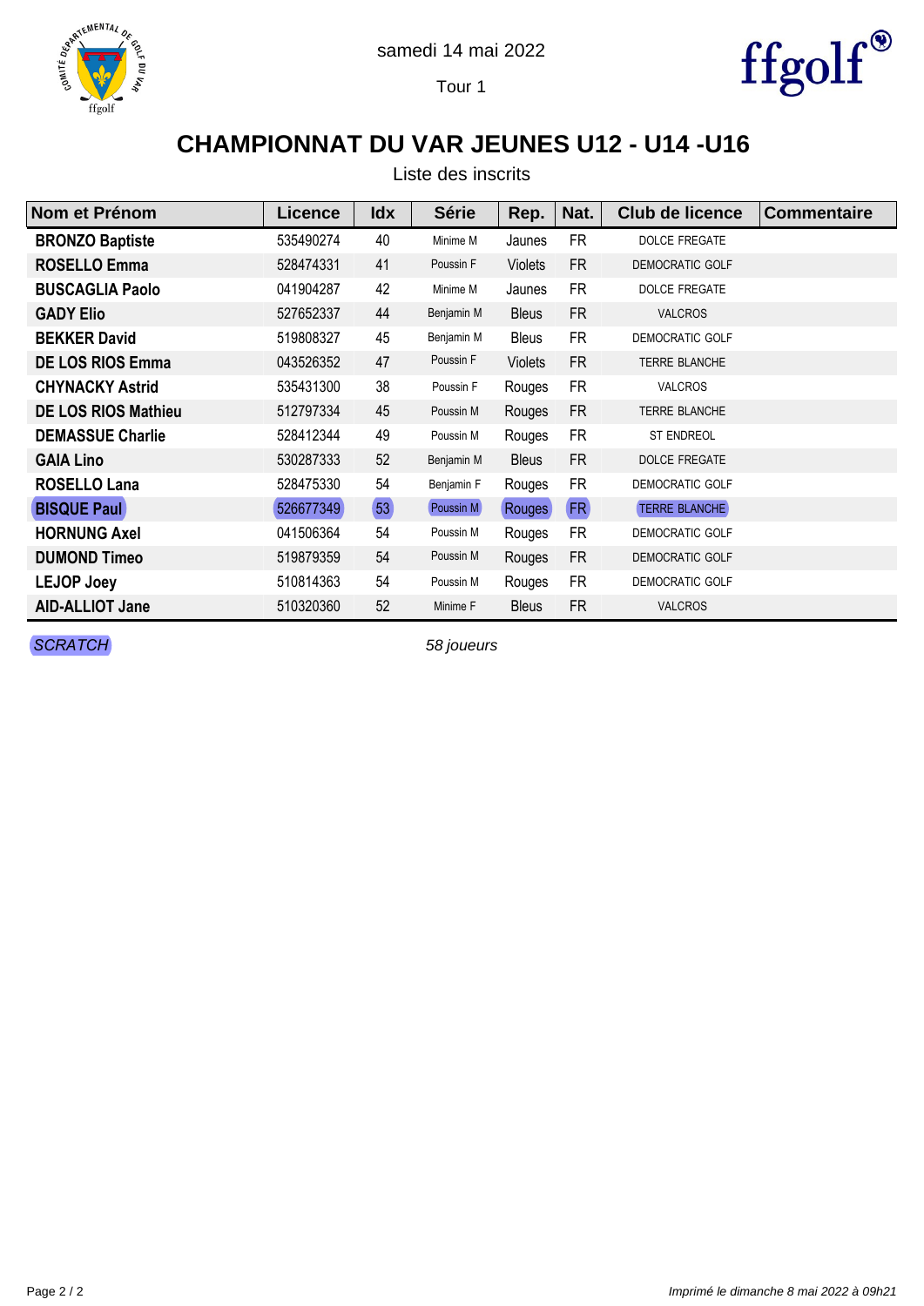samedi 14 mai 2022

Tour 1

# CHAMPIONNAT DU VAR JEUNES U12 - U14 -U16

Liste des inscrits

| Nom et Prénom | Licence | Idx | Série | Rep. | Nat. | Club de licence | Commentaire |
|---|---|---|---|---|---|---|---|
| **BRONZO Baptiste** | 535490274 | 40 | Minime M | Jaunes | FR | DOLCE FREGATE | |
| **ROSELLO Emma** | 528474331 | 41 | Poussin F | Violets | FR | DEMOCRATIC GOLF | |
| **BUSCAGLIA Paolo** | 041904287 | 42 | Minime M | Jaunes | FR | DOLCE FREGATE | |
| **GADY Elio** | 527652337 | 44 | Benjamin M | Bleus | FR | VALCROS | |
| **BEKKER David** | 519808327 | 45 | Benjamin M | Bleus | FR | DEMOCRATIC GOLF | |
| **DE LOS RIOS Emma** | 043526352 | 47 | Poussin F | Violets | FR | TERRE BLANCHE | |
| **CHYNACKY Astrid** | 535431300 | 38 | Poussin F | Rouges | FR | VALCROS | |
| **DE LOS RIOS Mathieu** | 512797334 | 45 | Poussin M | Rouges | FR | TERRE BLANCHE | |
| **DEMASSUE Charlie** | 528412344 | 49 | Poussin M | Rouges | FR | ST ENDREOL | |
| **GAIA Lino** | 530287333 | 52 | Benjamin M | Bleus | FR | DOLCE FREGATE | |
| **ROSELLO Lana** | 528475330 | 54 | Benjamin F | Rouges | FR | DEMOCRATIC GOLF | |
| **BISQUE Paul** | 526677349 | 53 | Poussin M | Rouges | FR | TERRE BLANCHE | |
| **HORNUNG Axel** | 041506364 | 54 | Poussin M | Rouges | FR | DEMOCRATIC GOLF | |
| **DUMOND Timeo** | 519879359 | 54 | Poussin M | Rouges | FR | DEMOCRATIC GOLF | |
| **LEJOP Joey** | 510814363 | 54 | Poussin M | Rouges | FR | DEMOCRATIC GOLF | |
| **AID-ALLIOT Jane** | 510320360 | 52 | Minime F | Bleus | FR | VALCROS | |

*SCRATCH*

*58 joueurs*

*Imprimé le dimanche 8 mai 2022 à 09h21*